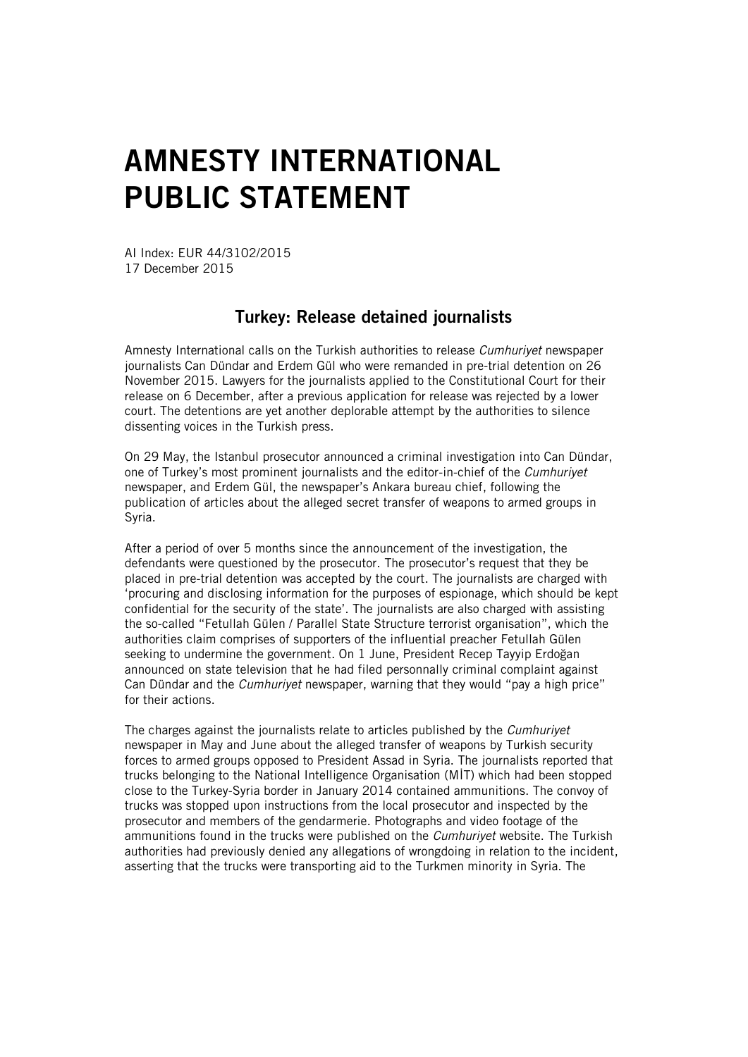# AMNESTY INTERNATIONAL PUBLIC STATEMENT

AI Index: EUR 44/3102/2015
17 December 2015

## Turkey: Release detained journalists

Amnesty International calls on the Turkish authorities to release *Cumhuriyet* newspaper journalists Can Dündar and Erdem Gül who were remanded in pre-trial detention on 26 November 2015. Lawyers for the journalists applied to the Constitutional Court for their release on 6 December, after a previous application for release was rejected by a lower court. The detentions are yet another deplorable attempt by the authorities to silence dissenting voices in the Turkish press.

On 29 May, the Istanbul prosecutor announced a criminal investigation into Can Dündar, one of Turkey's most prominent journalists and the editor-in-chief of the *Cumhuriyet* newspaper, and Erdem Gül, the newspaper's Ankara bureau chief, following the publication of articles about the alleged secret transfer of weapons to armed groups in Syria.

After a period of over 5 months since the announcement of the investigation, the defendants were questioned by the prosecutor. The prosecutor's request that they be placed in pre-trial detention was accepted by the court. The journalists are charged with 'procuring and disclosing information for the purposes of espionage, which should be kept confidential for the security of the state'. The journalists are also charged with assisting the so-called "Fetullah Gülen / Parallel State Structure terrorist organisation", which the authorities claim comprises of supporters of the influential preacher Fetullah Gülen seeking to undermine the government. On 1 June, President Recep Tayyip Erdoğan announced on state television that he had filed personally criminal complaint against Can Dündar and the *Cumhuriyet* newspaper, warning that they would "pay a high price" for their actions.

The charges against the journalists relate to articles published by the *Cumhuriyet* newspaper in May and June about the alleged transfer of weapons by Turkish security forces to armed groups opposed to President Assad in Syria. The journalists reported that trucks belonging to the National Intelligence Organisation (MİT) which had been stopped close to the Turkey-Syria border in January 2014 contained ammunitions. The convoy of trucks was stopped upon instructions from the local prosecutor and inspected by the prosecutor and members of the gendarmerie. Photographs and video footage of the ammunitions found in the trucks were published on the *Cumhuriyet* website. The Turkish authorities had previously denied any allegations of wrongdoing in relation to the incident, asserting that the trucks were transporting aid to the Turkmen minority in Syria. The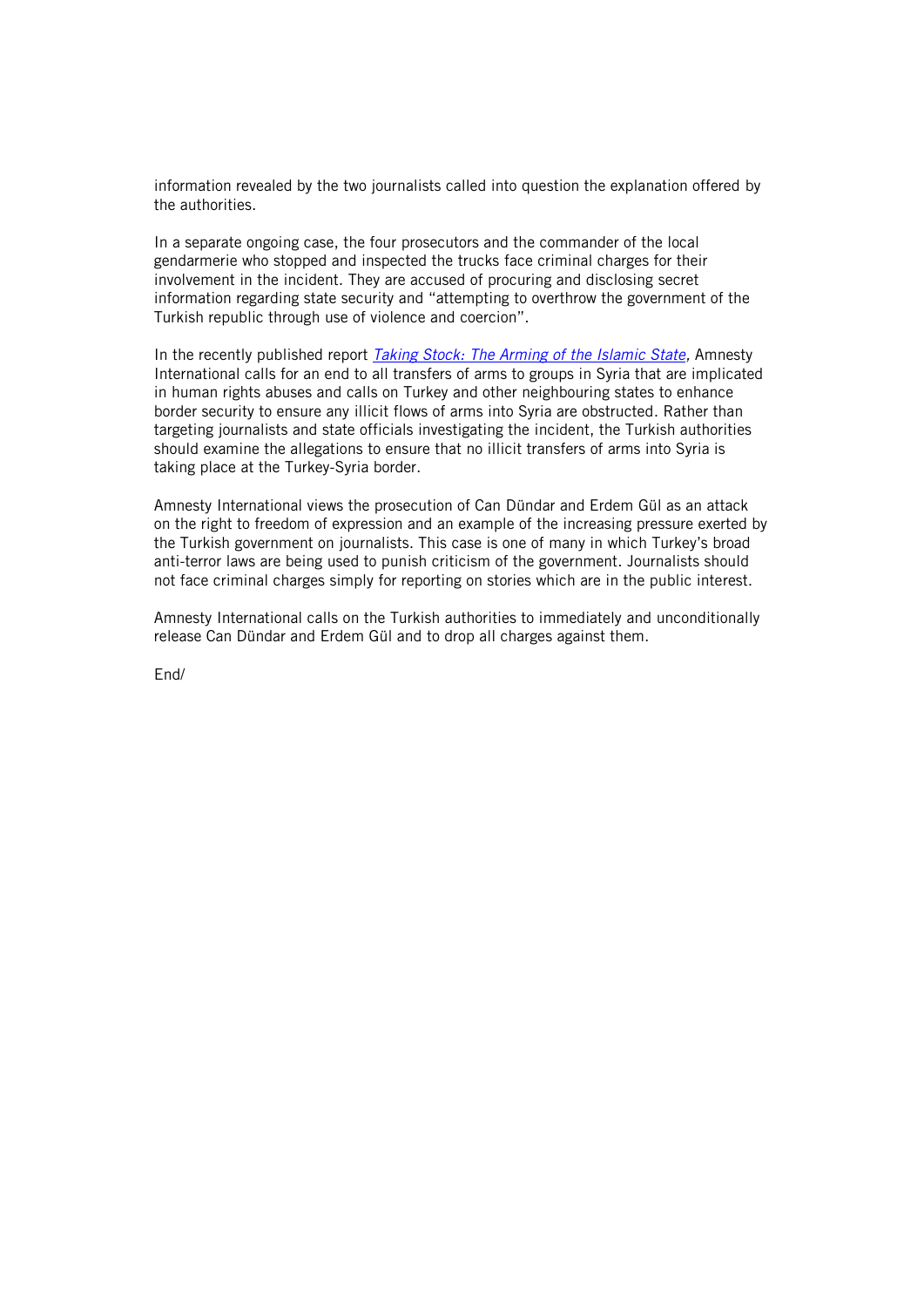information revealed by the two journalists called into question the explanation offered by the authorities.

In a separate ongoing case, the four prosecutors and the commander of the local gendarmerie who stopped and inspected the trucks face criminal charges for their involvement in the incident. They are accused of procuring and disclosing secret information regarding state security and "attempting to overthrow the government of the Turkish republic through use of violence and coercion".

In the recently published report *Taking Stock: The Arming of the Islamic State*, Amnesty International calls for an end to all transfers of arms to groups in Syria that are implicated in human rights abuses and calls on Turkey and other neighbouring states to enhance border security to ensure any illicit flows of arms into Syria are obstructed. Rather than targeting journalists and state officials investigating the incident, the Turkish authorities should examine the allegations to ensure that no illicit transfers of arms into Syria is taking place at the Turkey-Syria border.

Amnesty International views the prosecution of Can Dündar and Erdem Gül as an attack on the right to freedom of expression and an example of the increasing pressure exerted by the Turkish government on journalists. This case is one of many in which Turkey's broad anti-terror laws are being used to punish criticism of the government. Journalists should not face criminal charges simply for reporting on stories which are in the public interest.

Amnesty International calls on the Turkish authorities to immediately and unconditionally release Can Dündar and Erdem Gül and to drop all charges against them.

End/